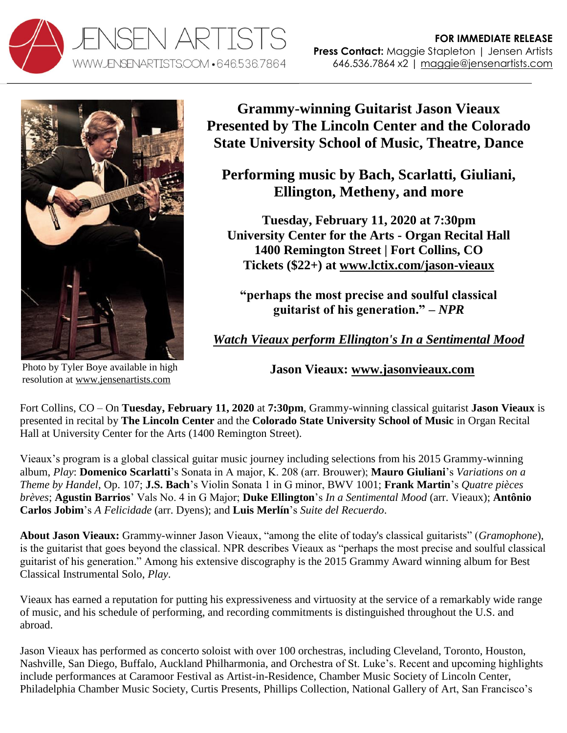JENSEN ARTISTS
WWW.JENSENARTISTS.COM • 646.536.7864

**FOR IMMEDIATE RELEASE**
**Press Contact:** Maggie Stapleton | Jensen Artists
646.536.7864 x2 | maggie@jensenartists.com

Photo by Tyler Boye available in high resolution at www.jensenartists.com

# Grammy-winning Guitarist Jason Vieaux Presented by The Lincoln Center and the Colorado State University School of Music, Theatre, Dance

## Performing music by Bach, Scarlatti, Giuliani, Ellington, Metheny, and more

**Tuesday, February 11, 2020 at 7:30pm**
**University Center for the Arts - Organ Recital Hall**
**1400 Remington Street | Fort Collins, CO**
**Tickets ($22+) at www.lctix.com/jason-vieaux**

**"perhaps the most precise and soulful classical guitarist of his generation." – *NPR***

***Watch Vieaux perform Ellington's In a Sentimental Mood***

**Jason Vieaux: www.jasonvieaux.com**

Fort Collins, CO – On **Tuesday, February 11, 2020** at **7:30pm**, Grammy-winning classical guitarist **Jason Vieaux** is presented in recital by **The Lincoln Center** and the **Colorado State University School of Music** in Organ Recital Hall at University Center for the Arts (1400 Remington Street).

Vieaux's program is a global classical guitar music journey including selections from his 2015 Grammy-winning album, *Play*: **Domenico Scarlatti**'s Sonata in A major, K. 208 (arr. Brouwer); **Mauro Giuliani**'s *Variations on a Theme by Handel*, Op. 107; **J.S. Bach**'s Violin Sonata 1 in G minor, BWV 1001; **Frank Martin**'s *Quatre pièces brèves*; **Agustin Barrios**' Vals No. 4 in G Major; **Duke Ellington**'s *In a Sentimental Mood* (arr. Vieaux); **Antônio Carlos Jobim**'s *A Felicidade* (arr. Dyens); and **Luis Merlín**'s *Suite del Recuerdo*.

**About Jason Vieaux:** Grammy-winner Jason Vieaux, "among the elite of today's classical guitarists" (*Gramophone*), is the guitarist that goes beyond the classical. NPR describes Vieaux as "perhaps the most precise and soulful classical guitarist of his generation." Among his extensive discography is the 2015 Grammy Award winning album for Best Classical Instrumental Solo, *Play*.

Vieaux has earned a reputation for putting his expressiveness and virtuosity at the service of a remarkably wide range of music, and his schedule of performing, and recording commitments is distinguished throughout the U.S. and abroad.

Jason Vieaux has performed as concerto soloist with over 100 orchestras, including Cleveland, Toronto, Houston, Nashville, San Diego, Buffalo, Auckland Philharmonia, and Orchestra of St. Luke's. Recent and upcoming highlights include performances at Caramoor Festival as Artist-in-Residence, Chamber Music Society of Lincoln Center, Philadelphia Chamber Music Society, Curtis Presents, Phillips Collection, National Gallery of Art, San Francisco's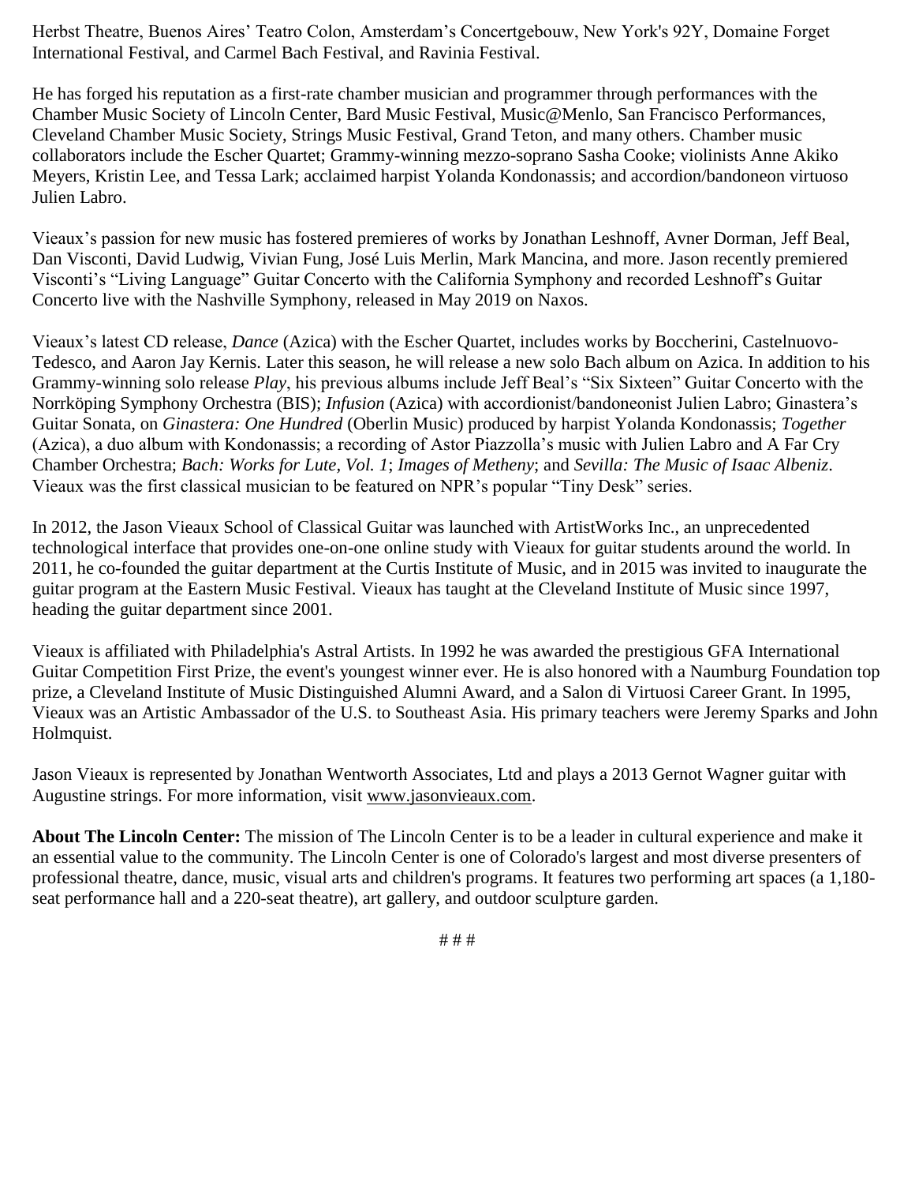Herbst Theatre, Buenos Aires' Teatro Colon, Amsterdam's Concertgebouw, New York's 92Y, Domaine Forget International Festival, and Carmel Bach Festival, and Ravinia Festival.

He has forged his reputation as a first-rate chamber musician and programmer through performances with the Chamber Music Society of Lincoln Center, Bard Music Festival, Music@Menlo, San Francisco Performances, Cleveland Chamber Music Society, Strings Music Festival, Grand Teton, and many others. Chamber music collaborators include the Escher Quartet; Grammy-winning mezzo-soprano Sasha Cooke; violinists Anne Akiko Meyers, Kristin Lee, and Tessa Lark; acclaimed harpist Yolanda Kondonassis; and accordion/bandoneon virtuoso Julien Labro.

Vieaux's passion for new music has fostered premieres of works by Jonathan Leshnoff, Avner Dorman, Jeff Beal, Dan Visconti, David Ludwig, Vivian Fung, José Luis Merlin, Mark Mancina, and more. Jason recently premiered Visconti's "Living Language" Guitar Concerto with the California Symphony and recorded Leshnoff's Guitar Concerto live with the Nashville Symphony, released in May 2019 on Naxos.

Vieaux's latest CD release, *Dance* (Azica) with the Escher Quartet, includes works by Boccherini, Castelnuovo-Tedesco, and Aaron Jay Kernis. Later this season, he will release a new solo Bach album on Azica. In addition to his Grammy-winning solo release *Play*, his previous albums include Jeff Beal's "Six Sixteen" Guitar Concerto with the Norrköping Symphony Orchestra (BIS); *Infusion* (Azica) with accordionist/bandoneonist Julien Labro; Ginastera's Guitar Sonata, on *Ginastera: One Hundred* (Oberlin Music) produced by harpist Yolanda Kondonassis; *Together* (Azica), a duo album with Kondonassis; a recording of Astor Piazzolla's music with Julien Labro and A Far Cry Chamber Orchestra; *Bach: Works for Lute, Vol. 1*; *Images of Metheny*; and *Sevilla: The Music of Isaac Albeniz*. Vieaux was the first classical musician to be featured on NPR's popular "Tiny Desk" series.

In 2012, the Jason Vieaux School of Classical Guitar was launched with ArtistWorks Inc., an unprecedented technological interface that provides one-on-one online study with Vieaux for guitar students around the world. In 2011, he co-founded the guitar department at the Curtis Institute of Music, and in 2015 was invited to inaugurate the guitar program at the Eastern Music Festival. Vieaux has taught at the Cleveland Institute of Music since 1997, heading the guitar department since 2001.

Vieaux is affiliated with Philadelphia's Astral Artists. In 1992 he was awarded the prestigious GFA International Guitar Competition First Prize, the event's youngest winner ever. He is also honored with a Naumburg Foundation top prize, a Cleveland Institute of Music Distinguished Alumni Award, and a Salon di Virtuosi Career Grant. In 1995, Vieaux was an Artistic Ambassador of the U.S. to Southeast Asia. His primary teachers were Jeremy Sparks and John Holmquist.

Jason Vieaux is represented by Jonathan Wentworth Associates, Ltd and plays a 2013 Gernot Wagner guitar with Augustine strings. For more information, visit www.jasonvieaux.com.

**About The Lincoln Center:** The mission of The Lincoln Center is to be a leader in cultural experience and make it an essential value to the community. The Lincoln Center is one of Colorado's largest and most diverse presenters of professional theatre, dance, music, visual arts and children's programs. It features two performing art spaces (a 1,180-seat performance hall and a 220-seat theatre), art gallery, and outdoor sculpture garden.

# # #